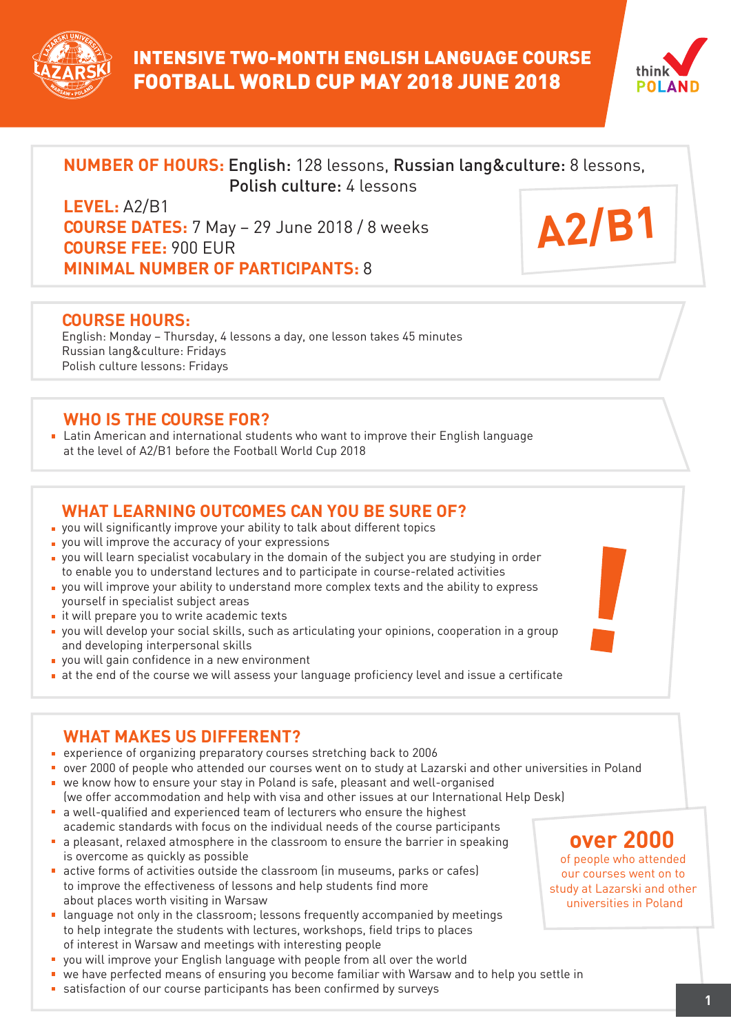# INTENSIVE TWO-MONTH ENGLISH LANGUAGE COURSE FOOTBALL WORLD CUP MAY 2018 JUNE 2018

**NUMBER OF HOURS:** English: 128 lessons, Russian lang&culture: 8 lessons, Polish culture: 4 lessons

**LEVEL:** A2/B1

**COURSE DATES:** 7 May – 29 June 2018 / 8 weeks

**COURSE FEE:** 900 EUR

**MINIMAL NUMBER OF PARTICIPANTS:** 8

**A2/B1**

## COURSE HOURS:

English: Monday – Thursday, 4 lessons a day, one lesson takes 45 minutes
Russian lang&culture: Fridays
Polish culture lessons: Fridays

## WHO IS THE COURSE FOR?

- Latin American and international students who want to improve their English language at the level of A2/B1 before the Football World Cup 2018

## WHAT LEARNING OUTCOMES CAN YOU BE SURE OF?

- you will significantly improve your ability to talk about different topics
- you will improve the accuracy of your expressions
- you will learn specialist vocabulary in the domain of the subject you are studying in order to enable you to understand lectures and to participate in course-related activities
- you will improve your ability to understand more complex texts and the ability to express yourself in specialist subject areas
- it will prepare you to write academic texts
- you will develop your social skills, such as articulating your opinions, cooperation in a group and developing interpersonal skills
- you will gain confidence in a new environment
- at the end of the course we will assess your language proficiency level and issue a certificate

## WHAT MAKES US DIFFERENT?

- experience of organizing preparatory courses stretching back to 2006
- over 2000 of people who attended our courses went on to study at Lazarski and other universities in Poland
- we know how to ensure your stay in Poland is safe, pleasant and well-organised (we offer accommodation and help with visa and other issues at our International Help Desk)
- a well-qualified and experienced team of lecturers who ensure the highest academic standards with focus on the individual needs of the course participants
- a pleasant, relaxed atmosphere in the classroom to ensure the barrier in speaking is overcome as quickly as possible
- active forms of activities outside the classroom (in museums, parks or cafes) to improve the effectiveness of lessons and help students find more about places worth visiting in Warsaw
- language not only in the classroom; lessons frequently accompanied by meetings to help integrate the students with lectures, workshops, field trips to places of interest in Warsaw and meetings with interesting people
- you will improve your English language with people from all over the world
- we have perfected means of ensuring you become familiar with Warsaw and to help you settle in
- satisfaction of our course participants has been confirmed by surveys

**over 2000** of people who attended our courses went on to study at Lazarski and other universities in Poland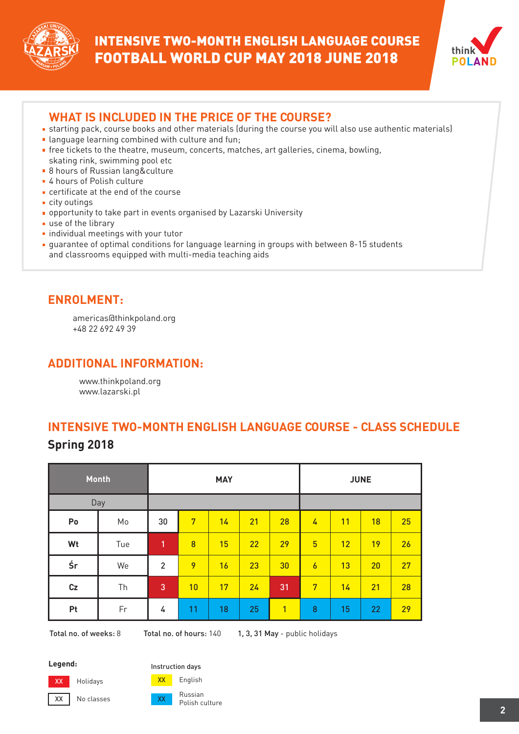# INTENSIVE TWO-MONTH ENGLISH LANGUAGE COURSE FOOTBALL WORLD CUP MAY 2018 JUNE 2018

## WHAT IS INCLUDED IN THE PRICE OF THE COURSE?

- starting pack, course books and other materials (during the course you will also use authentic materials)
- language learning combined with culture and fun;
- free tickets to the theatre, museum, concerts, matches, art galleries, cinema, bowling, skating rink, swimming pool etc
- 8 hours of Russian lang&culture
- 4 hours of Polish culture
- certificate at the end of the course
- city outings
- opportunity to take part in events organised by Lazarski University
- use of the library
- individual meetings with your tutor
- guarantee of optimal conditions for language learning in groups with between 8-15 students and classrooms equipped with multi-media teaching aids

## ENROLMENT:

americas@thinkpoland.org
+48 22 692 49 39

## ADDITIONAL INFORMATION:

www.thinkpoland.org
www.lazarski.pl

## INTENSIVE TWO-MONTH ENGLISH LANGUAGE COURSE - CLASS SCHEDULE

### Spring 2018

| Month | | MAY | | | | | JUNE | | | |
|---|---|---|---|---|---|---|---|---|---|---|
| Day | | | | | | | | | | |
| **Po** | Mo | 30 | 7 | 14 | 21 | 28 | 4 | 11 | 18 | 25 |
| **Wt** | Tue | 1 | 8 | 15 | 22 | 29 | 5 | 12 | 19 | 26 |
| **Śr** | We | 2 | 9 | 16 | 23 | 30 | 6 | 13 | 20 | 27 |
| **Cz** | Th | 3 | 10 | 17 | 24 | 31 | 7 | 14 | 21 | 28 |
| **Pt** | Fr | 4 | 11 | 18 | 25 | 1 | 8 | 15 | 22 | 29 |

Total no. of weeks: 8 Total no. of hours: 140 **1, 3, 31 May** - public holidays

**Legend:**

XX Holidays

XX No classes

Instruction days

XX English

XX Russian Polish culture